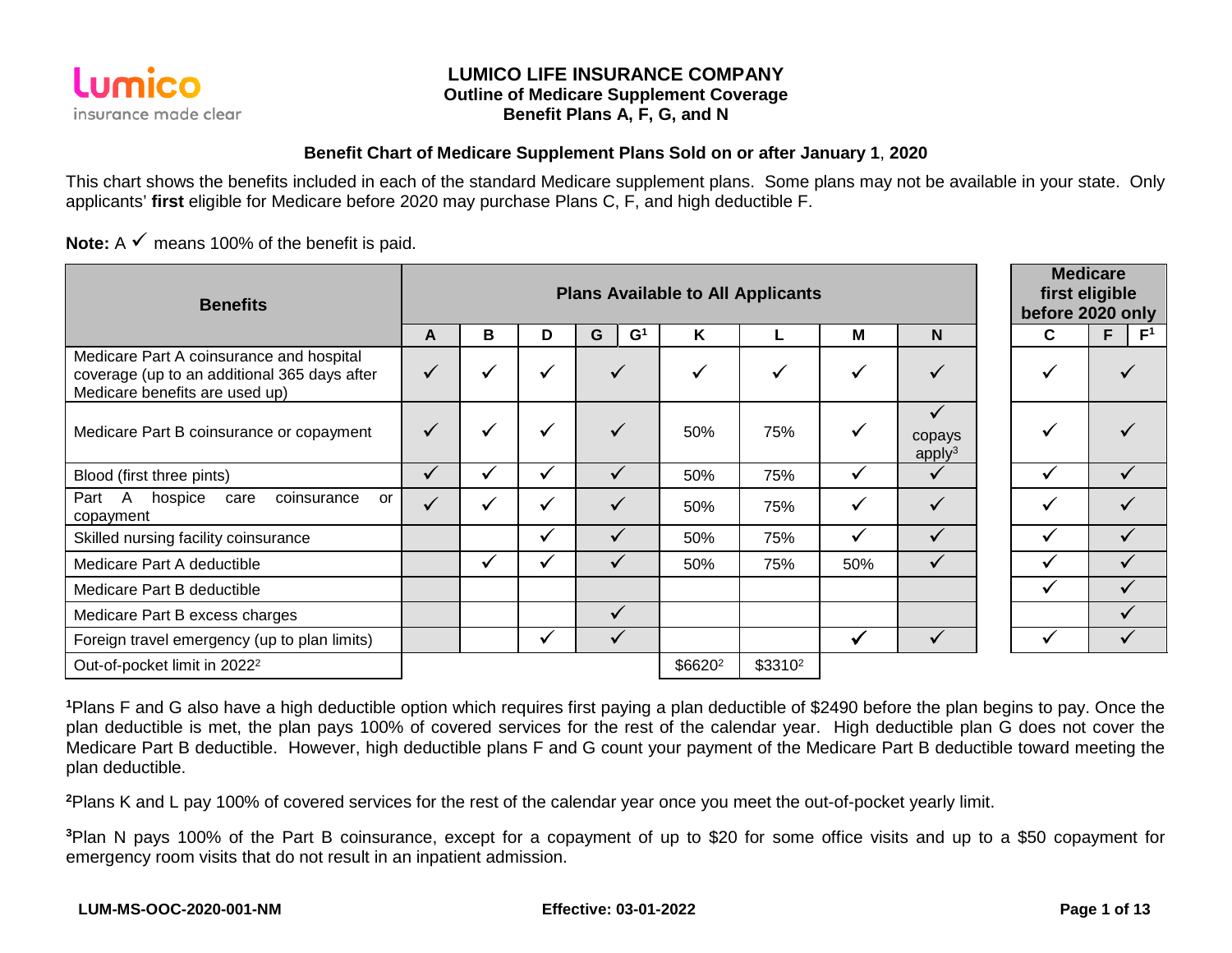# LUMICO LIFE INSURANCE COMPANY

## Outline of Medicare Supplement Coverage

## Benefit Plans A, F, G, and N

### Benefit Chart of Medicare Supplement Plans Sold on or after January 1, 2020

This chart shows the benefits included in each of the standard Medicare supplement plans. Some plans may not be available in your state. Only applicants' **first** eligible for Medicare before 2020 may purchase Plans C, F, and high deductible F.

**Note:** A ✓ means 100% of the benefit is paid.

| Benefits | Plans Available to All Applicants | | | | | | | | Medicare first eligible before 2020 only | |
|---|---|---|---|---|---|---|---|---|---|---|
| | A | B | D | G / G[1] | K | L | M | N | C | F / F[1] |
| Medicare Part A coinsurance and hospital coverage (up to an additional 365 days after Medicare benefits are used up) | ✓ | ✓ | ✓ | ✓ | ✓ | ✓ | ✓ | ✓ | ✓ | ✓ |
| Medicare Part B coinsurance or copayment | ✓ | ✓ | ✓ | ✓ | 50% | 75% | ✓ | ✓ copays apply[3] | ✓ | ✓ |
| Blood (first three pints) | ✓ | ✓ | ✓ | ✓ | 50% | 75% | ✓ | ✓ | ✓ | ✓ |
| Part A hospice care coinsurance or copayment | ✓ | ✓ | ✓ | ✓ | 50% | 75% | ✓ | ✓ | ✓ | ✓ |
| Skilled nursing facility coinsurance | | | ✓ | ✓ | 50% | 75% | ✓ | ✓ | ✓ | ✓ |
| Medicare Part A deductible | | ✓ | ✓ | ✓ | 50% | 75% | 50% | ✓ | ✓ | ✓ |
| Medicare Part B deductible | | | | | | | | | ✓ | ✓ |
| Medicare Part B excess charges | | | | ✓ | | | | | | ✓ |
| Foreign travel emergency (up to plan limits) | | | ✓ | ✓ | | | ✓ | ✓ | ✓ | ✓ |
| Out-of-pocket limit in 2022[2] | | | | | $6620[2] | $3310[2] | | | | |

[1]Plans F and G also have a high deductible option which requires first paying a plan deductible of $2490 before the plan begins to pay. Once the plan deductible is met, the plan pays 100% of covered services for the rest of the calendar year. High deductible plan G does not cover the Medicare Part B deductible. However, high deductible plans F and G count your payment of the Medicare Part B deductible toward meeting the plan deductible.

[2]Plans K and L pay 100% of covered services for the rest of the calendar year once you meet the out-of-pocket yearly limit.

[3]Plan N pays 100% of the Part B coinsurance, except for a copayment of up to $20 for some office visits and up to a $50 copayment for emergency room visits that do not result in an inpatient admission.

LUM-MS-OOC-2020-001-NM | Effective: 03-01-2022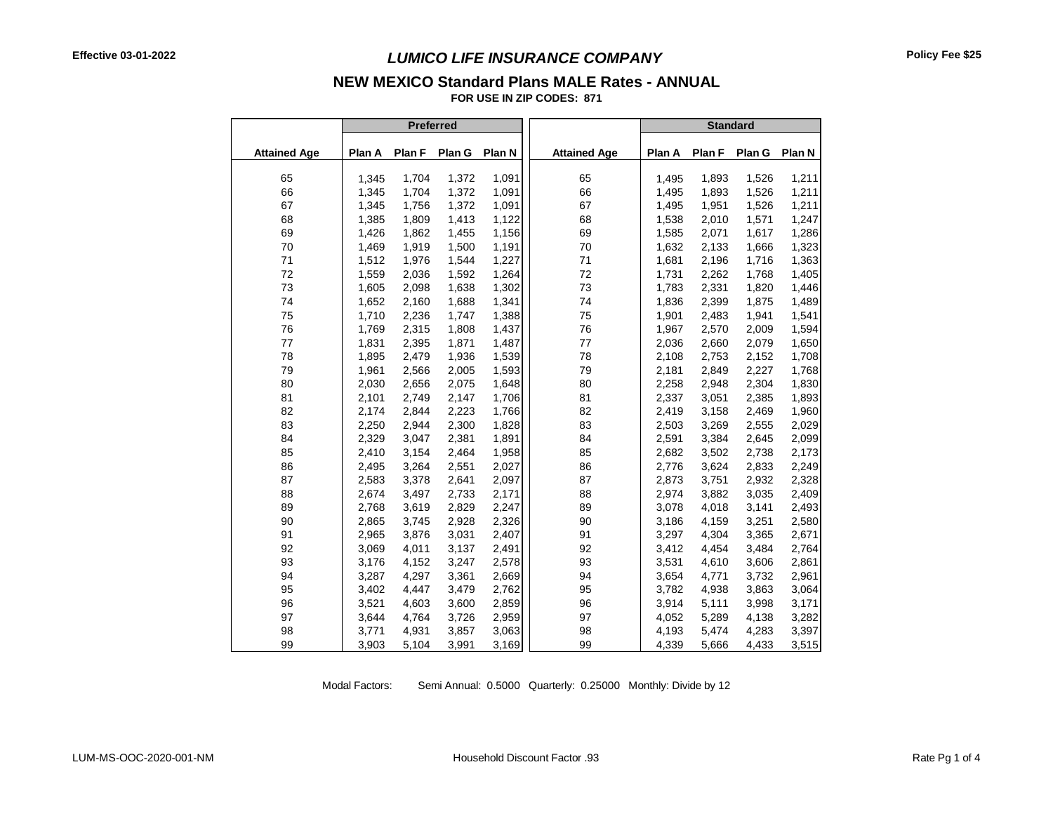Effective 03-01-2022

# *LUMICO LIFE INSURANCE COMPANY*

Policy Fee $25

## NEW MEXICO Standard Plans MALE Rates - ANNUAL

**FOR USE IN ZIP CODES: 871**

| | Preferred | | | | | Standard | | | |
|---|---|---|---|---|---|---|---|---|---|
| **Attained Age** | **Plan A** | **Plan F** | **Plan G** | **Plan N** | **Attained Age** | **Plan A** | **Plan F** | **Plan G** | **Plan N** |
| 65 | 1,345 | 1,704 | 1,372 | 1,091 | 65 | 1,495 | 1,893 | 1,526 | 1,211 |
| 66 | 1,345 | 1,704 | 1,372 | 1,091 | 66 | 1,495 | 1,893 | 1,526 | 1,211 |
| 67 | 1,345 | 1,756 | 1,372 | 1,091 | 67 | 1,495 | 1,951 | 1,526 | 1,211 |
| 68 | 1,385 | 1,809 | 1,413 | 1,122 | 68 | 1,538 | 2,010 | 1,571 | 1,247 |
| 69 | 1,426 | 1,862 | 1,455 | 1,156 | 69 | 1,585 | 2,071 | 1,617 | 1,286 |
| 70 | 1,469 | 1,919 | 1,500 | 1,191 | 70 | 1,632 | 2,133 | 1,666 | 1,323 |
| 71 | 1,512 | 1,976 | 1,544 | 1,227 | 71 | 1,681 | 2,196 | 1,716 | 1,363 |
| 72 | 1,559 | 2,036 | 1,592 | 1,264 | 72 | 1,731 | 2,262 | 1,768 | 1,405 |
| 73 | 1,605 | 2,098 | 1,638 | 1,302 | 73 | 1,783 | 2,331 | 1,820 | 1,446 |
| 74 | 1,652 | 2,160 | 1,688 | 1,341 | 74 | 1,836 | 2,399 | 1,875 | 1,489 |
| 75 | 1,710 | 2,236 | 1,747 | 1,388 | 75 | 1,901 | 2,483 | 1,941 | 1,541 |
| 76 | 1,769 | 2,315 | 1,808 | 1,437 | 76 | 1,967 | 2,570 | 2,009 | 1,594 |
| 77 | 1,831 | 2,395 | 1,871 | 1,487 | 77 | 2,036 | 2,660 | 2,079 | 1,650 |
| 78 | 1,895 | 2,479 | 1,936 | 1,539 | 78 | 2,108 | 2,753 | 2,152 | 1,708 |
| 79 | 1,961 | 2,566 | 2,005 | 1,593 | 79 | 2,181 | 2,849 | 2,227 | 1,768 |
| 80 | 2,030 | 2,656 | 2,075 | 1,648 | 80 | 2,258 | 2,948 | 2,304 | 1,830 |
| 81 | 2,101 | 2,749 | 2,147 | 1,706 | 81 | 2,337 | 3,051 | 2,385 | 1,893 |
| 82 | 2,174 | 2,844 | 2,223 | 1,766 | 82 | 2,419 | 3,158 | 2,469 | 1,960 |
| 83 | 2,250 | 2,944 | 2,300 | 1,828 | 83 | 2,503 | 3,269 | 2,555 | 2,029 |
| 84 | 2,329 | 3,047 | 2,381 | 1,891 | 84 | 2,591 | 3,384 | 2,645 | 2,099 |
| 85 | 2,410 | 3,154 | 2,464 | 1,958 | 85 | 2,682 | 3,502 | 2,738 | 2,173 |
| 86 | 2,495 | 3,264 | 2,551 | 2,027 | 86 | 2,776 | 3,624 | 2,833 | 2,249 |
| 87 | 2,583 | 3,378 | 2,641 | 2,097 | 87 | 2,873 | 3,751 | 2,932 | 2,328 |
| 88 | 2,674 | 3,497 | 2,733 | 2,171 | 88 | 2,974 | 3,882 | 3,035 | 2,409 |
| 89 | 2,768 | 3,619 | 2,829 | 2,247 | 89 | 3,078 | 4,018 | 3,141 | 2,493 |
| 90 | 2,865 | 3,745 | 2,928 | 2,326 | 90 | 3,186 | 4,159 | 3,251 | 2,580 |
| 91 | 2,965 | 3,876 | 3,031 | 2,407 | 91 | 3,297 | 4,304 | 3,365 | 2,671 |
| 92 | 3,069 | 4,011 | 3,137 | 2,491 | 92 | 3,412 | 4,454 | 3,484 | 2,764 |
| 93 | 3,176 | 4,152 | 3,247 | 2,578 | 93 | 3,531 | 4,610 | 3,606 | 2,861 |
| 94 | 3,287 | 4,297 | 3,361 | 2,669 | 94 | 3,654 | 4,771 | 3,732 | 2,961 |
| 95 | 3,402 | 4,447 | 3,479 | 2,762 | 95 | 3,782 | 4,938 | 3,863 | 3,064 |
| 96 | 3,521 | 4,603 | 3,600 | 2,859 | 96 | 3,914 | 5,111 | 3,998 | 3,171 |
| 97 | 3,644 | 4,764 | 3,726 | 2,959 | 97 | 4,052 | 5,289 | 4,138 | 3,282 |
| 98 | 3,771 | 4,931 | 3,857 | 3,063 | 98 | 4,193 | 5,474 | 4,283 | 3,397 |
| 99 | 3,903 | 5,104 | 3,991 | 3,169 | 99 | 4,339 | 5,666 | 4,433 | 3,515 |

Modal Factors: Semi Annual: 0.5000 Quarterly: 0.25000 Monthly: Divide by 12

LUM-MS-OOC-2020-001-NM

Household Discount Factor .93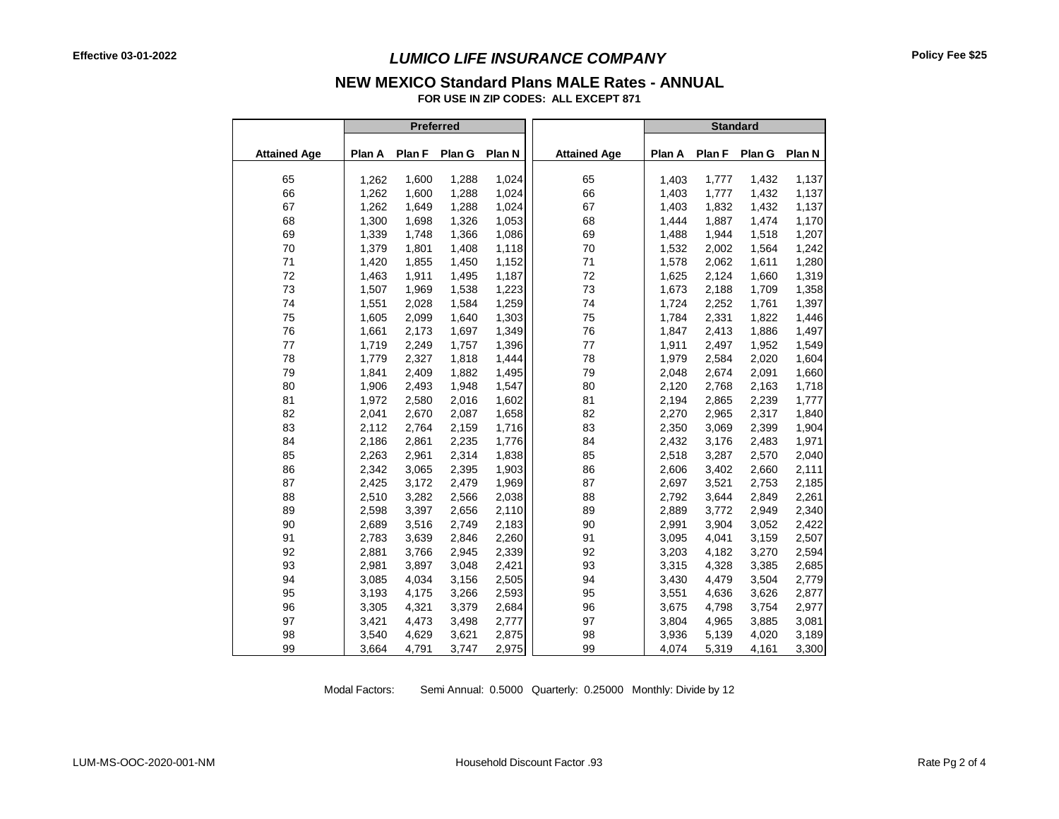Effective 03-01-2022

Policy Fee $25

# *LUMICO LIFE INSURANCE COMPANY*

## NEW MEXICO Standard Plans MALE Rates - ANNUAL

**FOR USE IN ZIP CODES: ALL EXCEPT 871**

| | Preferred | | | | | Standard | | | |
|---|---|---|---|---|---|---|---|---|---|
| **Attained Age** | **Plan A** | **Plan F** | **Plan G** | **Plan N** | **Attained Age** | **Plan A** | **Plan F** | **Plan G** | **Plan N** |
| 65 | 1,262 | 1,600 | 1,288 | 1,024 | 65 | 1,403 | 1,777 | 1,432 | 1,137 |
| 66 | 1,262 | 1,600 | 1,288 | 1,024 | 66 | 1,403 | 1,777 | 1,432 | 1,137 |
| 67 | 1,262 | 1,649 | 1,288 | 1,024 | 67 | 1,403 | 1,832 | 1,432 | 1,137 |
| 68 | 1,300 | 1,698 | 1,326 | 1,053 | 68 | 1,444 | 1,887 | 1,474 | 1,170 |
| 69 | 1,339 | 1,748 | 1,366 | 1,086 | 69 | 1,488 | 1,944 | 1,518 | 1,207 |
| 70 | 1,379 | 1,801 | 1,408 | 1,118 | 70 | 1,532 | 2,002 | 1,564 | 1,242 |
| 71 | 1,420 | 1,855 | 1,450 | 1,152 | 71 | 1,578 | 2,062 | 1,611 | 1,280 |
| 72 | 1,463 | 1,911 | 1,495 | 1,187 | 72 | 1,625 | 2,124 | 1,660 | 1,319 |
| 73 | 1,507 | 1,969 | 1,538 | 1,223 | 73 | 1,673 | 2,188 | 1,709 | 1,358 |
| 74 | 1,551 | 2,028 | 1,584 | 1,259 | 74 | 1,724 | 2,252 | 1,761 | 1,397 |
| 75 | 1,605 | 2,099 | 1,640 | 1,303 | 75 | 1,784 | 2,331 | 1,822 | 1,446 |
| 76 | 1,661 | 2,173 | 1,697 | 1,349 | 76 | 1,847 | 2,413 | 1,886 | 1,497 |
| 77 | 1,719 | 2,249 | 1,757 | 1,396 | 77 | 1,911 | 2,497 | 1,952 | 1,549 |
| 78 | 1,779 | 2,327 | 1,818 | 1,444 | 78 | 1,979 | 2,584 | 2,020 | 1,604 |
| 79 | 1,841 | 2,409 | 1,882 | 1,495 | 79 | 2,048 | 2,674 | 2,091 | 1,660 |
| 80 | 1,906 | 2,493 | 1,948 | 1,547 | 80 | 2,120 | 2,768 | 2,163 | 1,718 |
| 81 | 1,972 | 2,580 | 2,016 | 1,602 | 81 | 2,194 | 2,865 | 2,239 | 1,777 |
| 82 | 2,041 | 2,670 | 2,087 | 1,658 | 82 | 2,270 | 2,965 | 2,317 | 1,840 |
| 83 | 2,112 | 2,764 | 2,159 | 1,716 | 83 | 2,350 | 3,069 | 2,399 | 1,904 |
| 84 | 2,186 | 2,861 | 2,235 | 1,776 | 84 | 2,432 | 3,176 | 2,483 | 1,971 |
| 85 | 2,263 | 2,961 | 2,314 | 1,838 | 85 | 2,518 | 3,287 | 2,570 | 2,040 |
| 86 | 2,342 | 3,065 | 2,395 | 1,903 | 86 | 2,606 | 3,402 | 2,660 | 2,111 |
| 87 | 2,425 | 3,172 | 2,479 | 1,969 | 87 | 2,697 | 3,521 | 2,753 | 2,185 |
| 88 | 2,510 | 3,282 | 2,566 | 2,038 | 88 | 2,792 | 3,644 | 2,849 | 2,261 |
| 89 | 2,598 | 3,397 | 2,656 | 2,110 | 89 | 2,889 | 3,772 | 2,949 | 2,340 |
| 90 | 2,689 | 3,516 | 2,749 | 2,183 | 90 | 2,991 | 3,904 | 3,052 | 2,422 |
| 91 | 2,783 | 3,639 | 2,846 | 2,260 | 91 | 3,095 | 4,041 | 3,159 | 2,507 |
| 92 | 2,881 | 3,766 | 2,945 | 2,339 | 92 | 3,203 | 4,182 | 3,270 | 2,594 |
| 93 | 2,981 | 3,897 | 3,048 | 2,421 | 93 | 3,315 | 4,328 | 3,385 | 2,685 |
| 94 | 3,085 | 4,034 | 3,156 | 2,505 | 94 | 3,430 | 4,479 | 3,504 | 2,779 |
| 95 | 3,193 | 4,175 | 3,266 | 2,593 | 95 | 3,551 | 4,636 | 3,626 | 2,877 |
| 96 | 3,305 | 4,321 | 3,379 | 2,684 | 96 | 3,675 | 4,798 | 3,754 | 2,977 |
| 97 | 3,421 | 4,473 | 3,498 | 2,777 | 97 | 3,804 | 4,965 | 3,885 | 3,081 |
| 98 | 3,540 | 4,629 | 3,621 | 2,875 | 98 | 3,936 | 5,139 | 4,020 | 3,189 |
| 99 | 3,664 | 4,791 | 3,747 | 2,975 | 99 | 4,074 | 5,319 | 4,161 | 3,300 |

Modal Factors: Semi Annual: 0.5000 Quarterly: 0.25000 Monthly: Divide by 12

LUM-MS-OOC-2020-001-NM

Household Discount Factor .93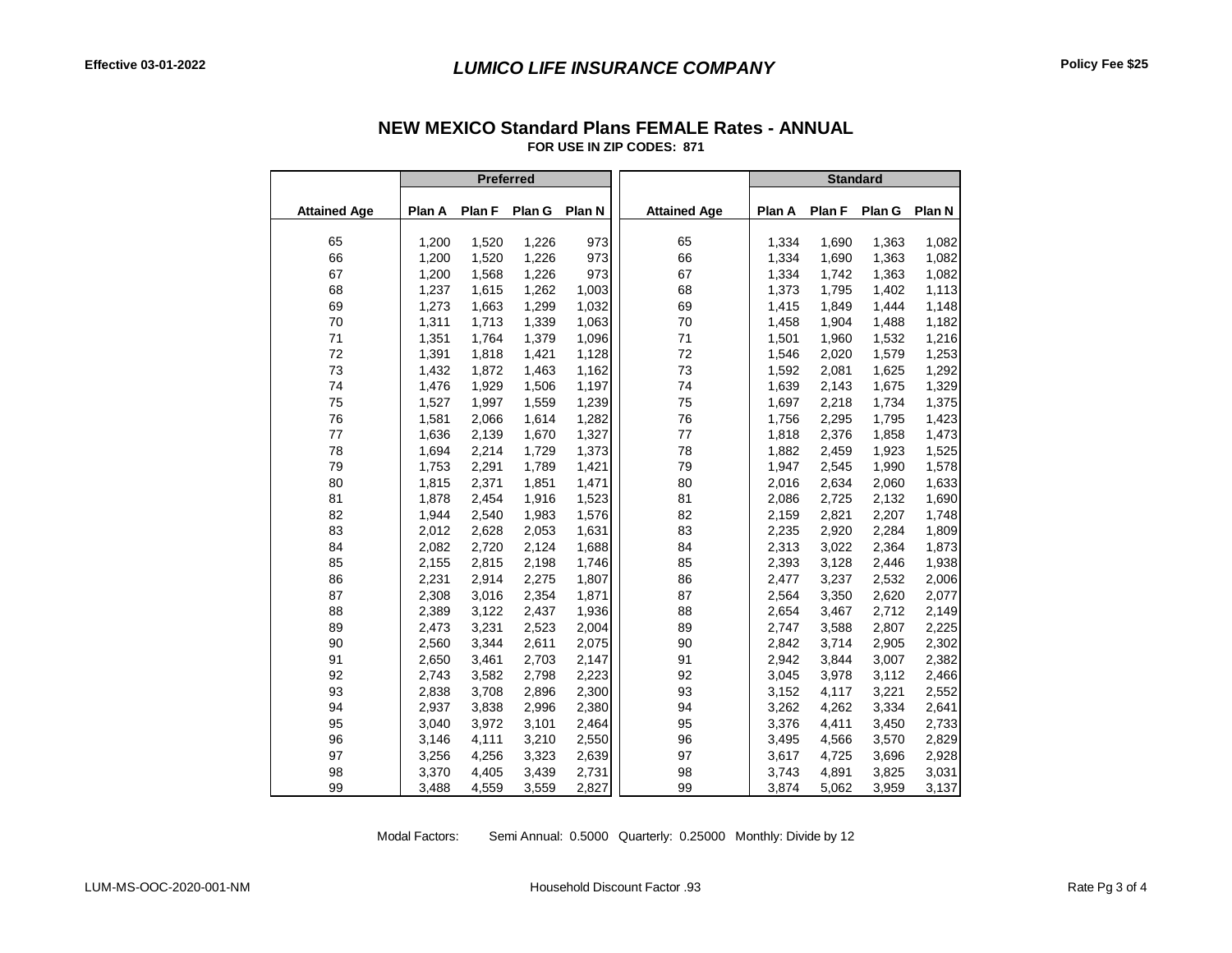Effective 03-01-2022

# *LUMICO LIFE INSURANCE COMPANY*

Policy Fee $25

## NEW MEXICO Standard Plans FEMALE Rates - ANNUAL

**FOR USE IN ZIP CODES: 871**

| | Preferred | | | | | Standard | | | |
|---|---|---|---|---|---|---|---|---|---|
| **Attained Age** | **Plan A** | **Plan F** | **Plan G** | **Plan N** | **Attained Age** | **Plan A** | **Plan F** | **Plan G** | **Plan N** |
| 65 | 1,200 | 1,520 | 1,226 | 973 | 65 | 1,334 | 1,690 | 1,363 | 1,082 |
| 66 | 1,200 | 1,520 | 1,226 | 973 | 66 | 1,334 | 1,690 | 1,363 | 1,082 |
| 67 | 1,200 | 1,568 | 1,226 | 973 | 67 | 1,334 | 1,742 | 1,363 | 1,082 |
| 68 | 1,237 | 1,615 | 1,262 | 1,003 | 68 | 1,373 | 1,795 | 1,402 | 1,113 |
| 69 | 1,273 | 1,663 | 1,299 | 1,032 | 69 | 1,415 | 1,849 | 1,444 | 1,148 |
| 70 | 1,311 | 1,713 | 1,339 | 1,063 | 70 | 1,458 | 1,904 | 1,488 | 1,182 |
| 71 | 1,351 | 1,764 | 1,379 | 1,096 | 71 | 1,501 | 1,960 | 1,532 | 1,216 |
| 72 | 1,391 | 1,818 | 1,421 | 1,128 | 72 | 1,546 | 2,020 | 1,579 | 1,253 |
| 73 | 1,432 | 1,872 | 1,463 | 1,162 | 73 | 1,592 | 2,081 | 1,625 | 1,292 |
| 74 | 1,476 | 1,929 | 1,506 | 1,197 | 74 | 1,639 | 2,143 | 1,675 | 1,329 |
| 75 | 1,527 | 1,997 | 1,559 | 1,239 | 75 | 1,697 | 2,218 | 1,734 | 1,375 |
| 76 | 1,581 | 2,066 | 1,614 | 1,282 | 76 | 1,756 | 2,295 | 1,795 | 1,423 |
| 77 | 1,636 | 2,139 | 1,670 | 1,327 | 77 | 1,818 | 2,376 | 1,858 | 1,473 |
| 78 | 1,694 | 2,214 | 1,729 | 1,373 | 78 | 1,882 | 2,459 | 1,923 | 1,525 |
| 79 | 1,753 | 2,291 | 1,789 | 1,421 | 79 | 1,947 | 2,545 | 1,990 | 1,578 |
| 80 | 1,815 | 2,371 | 1,851 | 1,471 | 80 | 2,016 | 2,634 | 2,060 | 1,633 |
| 81 | 1,878 | 2,454 | 1,916 | 1,523 | 81 | 2,086 | 2,725 | 2,132 | 1,690 |
| 82 | 1,944 | 2,540 | 1,983 | 1,576 | 82 | 2,159 | 2,821 | 2,207 | 1,748 |
| 83 | 2,012 | 2,628 | 2,053 | 1,631 | 83 | 2,235 | 2,920 | 2,284 | 1,809 |
| 84 | 2,082 | 2,720 | 2,124 | 1,688 | 84 | 2,313 | 3,022 | 2,364 | 1,873 |
| 85 | 2,155 | 2,815 | 2,198 | 1,746 | 85 | 2,393 | 3,128 | 2,446 | 1,938 |
| 86 | 2,231 | 2,914 | 2,275 | 1,807 | 86 | 2,477 | 3,237 | 2,532 | 2,006 |
| 87 | 2,308 | 3,016 | 2,354 | 1,871 | 87 | 2,564 | 3,350 | 2,620 | 2,077 |
| 88 | 2,389 | 3,122 | 2,437 | 1,936 | 88 | 2,654 | 3,467 | 2,712 | 2,149 |
| 89 | 2,473 | 3,231 | 2,523 | 2,004 | 89 | 2,747 | 3,588 | 2,807 | 2,225 |
| 90 | 2,560 | 3,344 | 2,611 | 2,075 | 90 | 2,842 | 3,714 | 2,905 | 2,302 |
| 91 | 2,650 | 3,461 | 2,703 | 2,147 | 91 | 2,942 | 3,844 | 3,007 | 2,382 |
| 92 | 2,743 | 3,582 | 2,798 | 2,223 | 92 | 3,045 | 3,978 | 3,112 | 2,466 |
| 93 | 2,838 | 3,708 | 2,896 | 2,300 | 93 | 3,152 | 4,117 | 3,221 | 2,552 |
| 94 | 2,937 | 3,838 | 2,996 | 2,380 | 94 | 3,262 | 4,262 | 3,334 | 2,641 |
| 95 | 3,040 | 3,972 | 3,101 | 2,464 | 95 | 3,376 | 4,411 | 3,450 | 2,733 |
| 96 | 3,146 | 4,111 | 3,210 | 2,550 | 96 | 3,495 | 4,566 | 3,570 | 2,829 |
| 97 | 3,256 | 4,256 | 3,323 | 2,639 | 97 | 3,617 | 4,725 | 3,696 | 2,928 |
| 98 | 3,370 | 4,405 | 3,439 | 2,731 | 98 | 3,743 | 4,891 | 3,825 | 3,031 |
| 99 | 3,488 | 4,559 | 3,559 | 2,827 | 99 | 3,874 | 5,062 | 3,959 | 3,137 |

Modal Factors: Semi Annual: 0.5000 Quarterly: 0.25000 Monthly: Divide by 12

LUM-MS-OOC-2020-001-NM

Household Discount Factor .93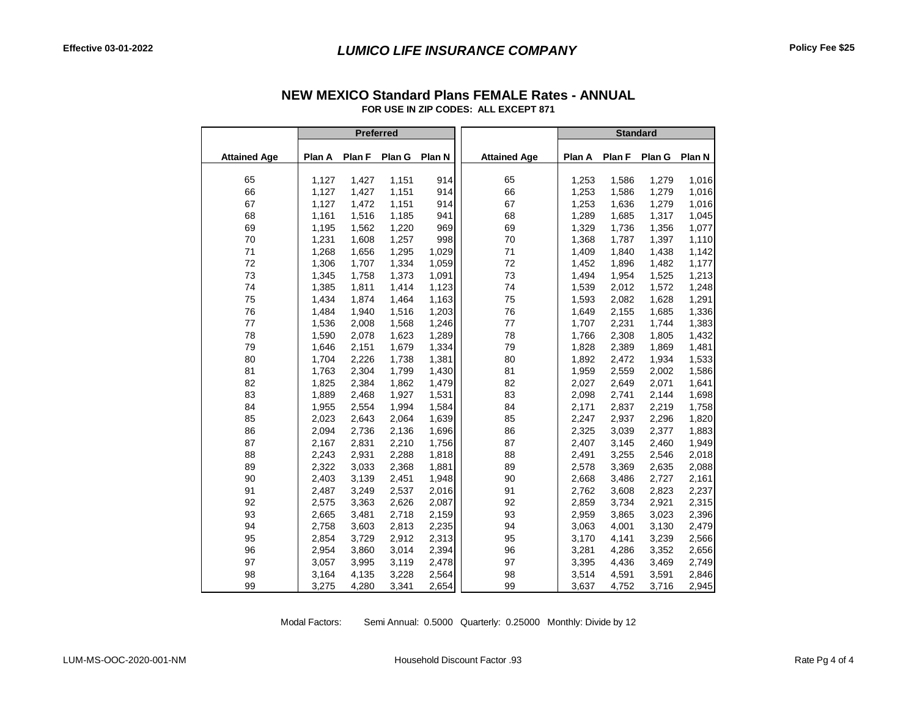Effective 03-01-2022

# *LUMICO LIFE INSURANCE COMPANY*

Policy Fee $25

## NEW MEXICO Standard Plans FEMALE Rates - ANNUAL

**FOR USE IN ZIP CODES: ALL EXCEPT 871**

| | Preferred | | | | | Standard | | | |
|---|---|---|---|---|---|---|---|---|---|
| Attained Age | Plan A | Plan F | Plan G | Plan N | Attained Age | Plan A | Plan F | Plan G | Plan N |
| 65 | 1,127 | 1,427 | 1,151 | 914 | 65 | 1,253 | 1,586 | 1,279 | 1,016 |
| 66 | 1,127 | 1,427 | 1,151 | 914 | 66 | 1,253 | 1,586 | 1,279 | 1,016 |
| 67 | 1,127 | 1,472 | 1,151 | 914 | 67 | 1,253 | 1,636 | 1,279 | 1,016 |
| 68 | 1,161 | 1,516 | 1,185 | 941 | 68 | 1,289 | 1,685 | 1,317 | 1,045 |
| 69 | 1,195 | 1,562 | 1,220 | 969 | 69 | 1,329 | 1,736 | 1,356 | 1,077 |
| 70 | 1,231 | 1,608 | 1,257 | 998 | 70 | 1,368 | 1,787 | 1,397 | 1,110 |
| 71 | 1,268 | 1,656 | 1,295 | 1,029 | 71 | 1,409 | 1,840 | 1,438 | 1,142 |
| 72 | 1,306 | 1,707 | 1,334 | 1,059 | 72 | 1,452 | 1,896 | 1,482 | 1,177 |
| 73 | 1,345 | 1,758 | 1,373 | 1,091 | 73 | 1,494 | 1,954 | 1,525 | 1,213 |
| 74 | 1,385 | 1,811 | 1,414 | 1,123 | 74 | 1,539 | 2,012 | 1,572 | 1,248 |
| 75 | 1,434 | 1,874 | 1,464 | 1,163 | 75 | 1,593 | 2,082 | 1,628 | 1,291 |
| 76 | 1,484 | 1,940 | 1,516 | 1,203 | 76 | 1,649 | 2,155 | 1,685 | 1,336 |
| 77 | 1,536 | 2,008 | 1,568 | 1,246 | 77 | 1,707 | 2,231 | 1,744 | 1,383 |
| 78 | 1,590 | 2,078 | 1,623 | 1,289 | 78 | 1,766 | 2,308 | 1,805 | 1,432 |
| 79 | 1,646 | 2,151 | 1,679 | 1,334 | 79 | 1,828 | 2,389 | 1,869 | 1,481 |
| 80 | 1,704 | 2,226 | 1,738 | 1,381 | 80 | 1,892 | 2,472 | 1,934 | 1,533 |
| 81 | 1,763 | 2,304 | 1,799 | 1,430 | 81 | 1,959 | 2,559 | 2,002 | 1,586 |
| 82 | 1,825 | 2,384 | 1,862 | 1,479 | 82 | 2,027 | 2,649 | 2,071 | 1,641 |
| 83 | 1,889 | 2,468 | 1,927 | 1,531 | 83 | 2,098 | 2,741 | 2,144 | 1,698 |
| 84 | 1,955 | 2,554 | 1,994 | 1,584 | 84 | 2,171 | 2,837 | 2,219 | 1,758 |
| 85 | 2,023 | 2,643 | 2,064 | 1,639 | 85 | 2,247 | 2,937 | 2,296 | 1,820 |
| 86 | 2,094 | 2,736 | 2,136 | 1,696 | 86 | 2,325 | 3,039 | 2,377 | 1,883 |
| 87 | 2,167 | 2,831 | 2,210 | 1,756 | 87 | 2,407 | 3,145 | 2,460 | 1,949 |
| 88 | 2,243 | 2,931 | 2,288 | 1,818 | 88 | 2,491 | 3,255 | 2,546 | 2,018 |
| 89 | 2,322 | 3,033 | 2,368 | 1,881 | 89 | 2,578 | 3,369 | 2,635 | 2,088 |
| 90 | 2,403 | 3,139 | 2,451 | 1,948 | 90 | 2,668 | 3,486 | 2,727 | 2,161 |
| 91 | 2,487 | 3,249 | 2,537 | 2,016 | 91 | 2,762 | 3,608 | 2,823 | 2,237 |
| 92 | 2,575 | 3,363 | 2,626 | 2,087 | 92 | 2,859 | 3,734 | 2,921 | 2,315 |
| 93 | 2,665 | 3,481 | 2,718 | 2,159 | 93 | 2,959 | 3,865 | 3,023 | 2,396 |
| 94 | 2,758 | 3,603 | 2,813 | 2,235 | 94 | 3,063 | 4,001 | 3,130 | 2,479 |
| 95 | 2,854 | 3,729 | 2,912 | 2,313 | 95 | 3,170 | 4,141 | 3,239 | 2,566 |
| 96 | 2,954 | 3,860 | 3,014 | 2,394 | 96 | 3,281 | 4,286 | 3,352 | 2,656 |
| 97 | 3,057 | 3,995 | 3,119 | 2,478 | 97 | 3,395 | 4,436 | 3,469 | 2,749 |
| 98 | 3,164 | 4,135 | 3,228 | 2,564 | 98 | 3,514 | 4,591 | 3,591 | 2,846 |
| 99 | 3,275 | 4,280 | 3,341 | 2,654 | 99 | 3,637 | 4,752 | 3,716 | 2,945 |

Modal Factors: Semi Annual: 0.5000 Quarterly: 0.25000 Monthly: Divide by 12

LUM-MS-OOC-2020-001-NM

Household Discount Factor .93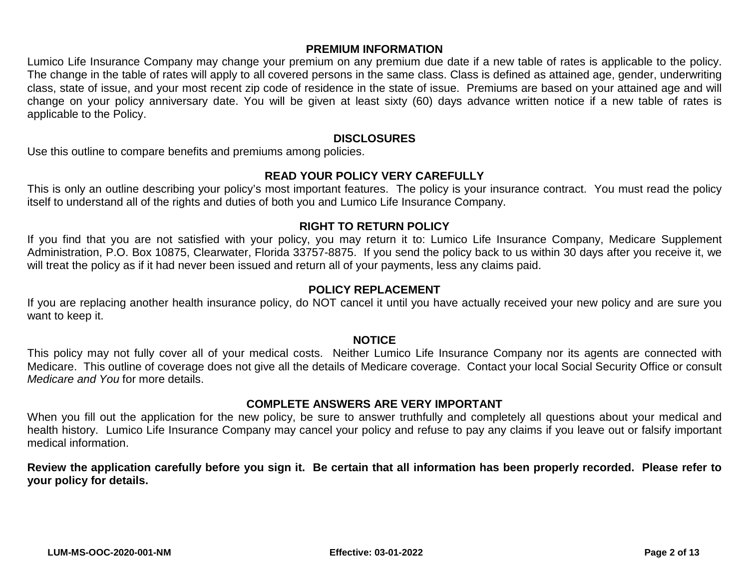## PREMIUM INFORMATION

Lumico Life Insurance Company may change your premium on any premium due date if a new table of rates is applicable to the policy. The change in the table of rates will apply to all covered persons in the same class. Class is defined as attained age, gender, underwriting class, state of issue, and your most recent zip code of residence in the state of issue. Premiums are based on your attained age and will change on your policy anniversary date. You will be given at least sixty (60) days advance written notice if a new table of rates is applicable to the Policy.

## DISCLOSURES

Use this outline to compare benefits and premiums among policies.

## READ YOUR POLICY VERY CAREFULLY

This is only an outline describing your policy's most important features. The policy is your insurance contract. You must read the policy itself to understand all of the rights and duties of both you and Lumico Life Insurance Company.

## RIGHT TO RETURN POLICY

If you find that you are not satisfied with your policy, you may return it to: Lumico Life Insurance Company, Medicare Supplement Administration, P.O. Box 10875, Clearwater, Florida 33757-8875. If you send the policy back to us within 30 days after you receive it, we will treat the policy as if it had never been issued and return all of your payments, less any claims paid.

## POLICY REPLACEMENT

If you are replacing another health insurance policy, do NOT cancel it until you have actually received your new policy and are sure you want to keep it.

## NOTICE

This policy may not fully cover all of your medical costs. Neither Lumico Life Insurance Company nor its agents are connected with Medicare. This outline of coverage does not give all the details of Medicare coverage. Contact your local Social Security Office or consult *Medicare and You* for more details.

## COMPLETE ANSWERS ARE VERY IMPORTANT

When you fill out the application for the new policy, be sure to answer truthfully and completely all questions about your medical and health history. Lumico Life Insurance Company may cancel your policy and refuse to pay any claims if you leave out or falsify important medical information.

**Review the application carefully before you sign it. Be certain that all information has been properly recorded. Please refer to your policy for details.**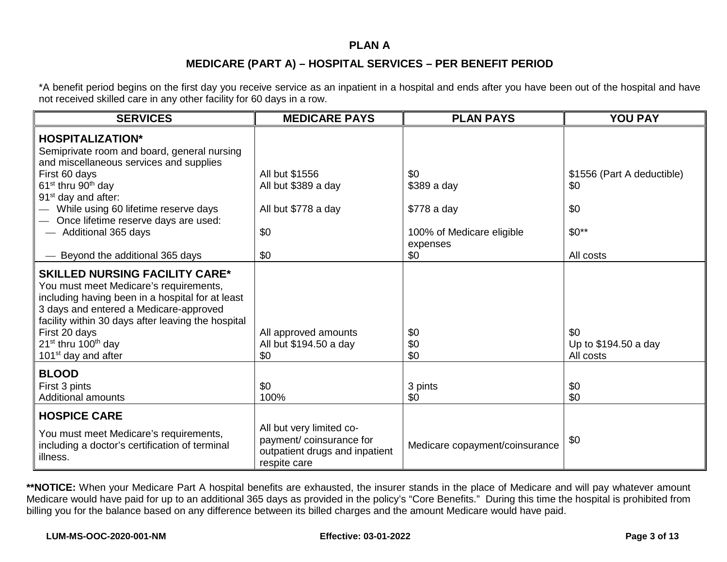## PLAN A

## MEDICARE (PART A) – HOSPITAL SERVICES – PER BENEFIT PERIOD

*A benefit period begins on the first day you receive service as an inpatient in a hospital and ends after you have been out of the hospital and have not received skilled care in any other facility for 60 days in a row.

| SERVICES | MEDICARE PAYS | PLAN PAYS | YOU PAY |
|---|---|---|---|
| **HOSPITALIZATION*** | | | |
| Semiprivate room and board, general nursing and miscellaneous services and supplies | | | |
| First 60 days | All but $1556 | $0 | $1556 (Part A deductible) |
| 61st thru 90th day | All but $389 a day | $389 a day | $0 |
| 91st day and after: | | | |
| — While using 60 lifetime reserve days | All but $778 a day | $778 a day | $0 |
| — Once lifetime reserve days are used: | | | |
| — Additional 365 days | $0 | 100% of Medicare eligible expenses | $0** |
| — Beyond the additional 365 days | $0 | $0 | All costs |
| **SKILLED NURSING FACILITY CARE*** | | | |
| You must meet Medicare's requirements, including having been in a hospital for at least 3 days and entered a Medicare-approved facility within 30 days after leaving the hospital | | | |
| First 20 days | All approved amounts | $0 | $0 |
| 21st thru 100th day | All but $194.50 a day | $0 | Up to $194.50 a day |
| 101st day and after | $0 | $0 | All costs |
| **BLOOD** | | | |
| First 3 pints | $0 | 3 pints | $0 |
| Additional amounts | 100% | $0 | $0 |
| **HOSPICE CARE** | | | |
| You must meet Medicare's requirements, including a doctor's certification of terminal illness. | All but very limited co-payment/ coinsurance for outpatient drugs and inpatient respite care | Medicare copayment/coinsurance | $0 |

**\*\*NOTICE:** When your Medicare Part A hospital benefits are exhausted, the insurer stands in the place of Medicare and will pay whatever amount Medicare would have paid for up to an additional 365 days as provided in the policy's "Core Benefits." During this time the hospital is prohibited from billing you for the balance based on any difference between its billed charges and the amount Medicare would have paid.

**LUM-MS-OOC-2020-001-NM** **Effective: 03-01-2022**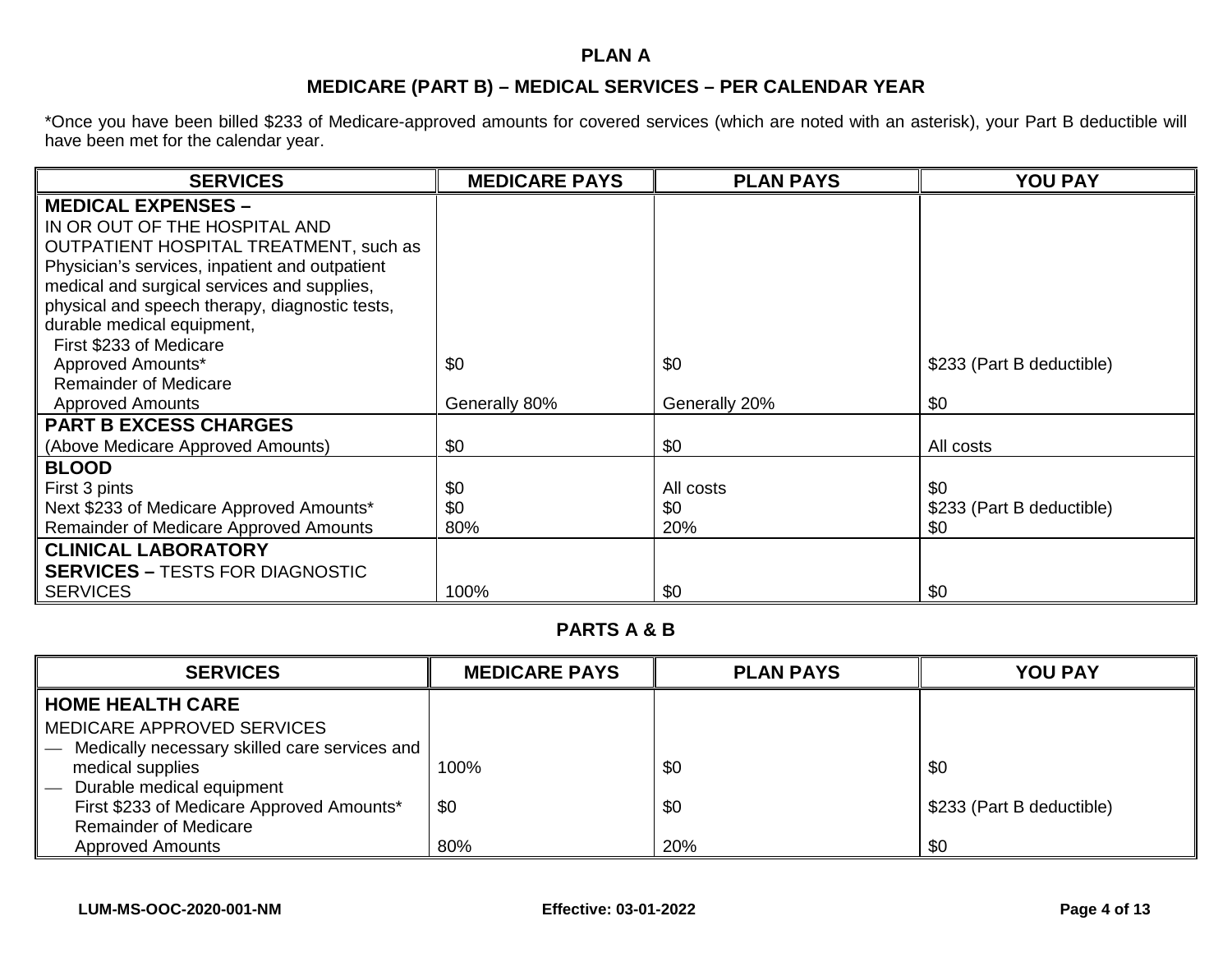## PLAN A

## MEDICARE (PART B) – MEDICAL SERVICES – PER CALENDAR YEAR

*Once you have been billed $233 of Medicare-approved amounts for covered services (which are noted with an asterisk), your Part B deductible will have been met for the calendar year.

| SERVICES | MEDICARE PAYS | PLAN PAYS | YOU PAY |
|---|---|---|---|
| **MEDICAL EXPENSES –** IN OR OUT OF THE HOSPITAL AND OUTPATIENT HOSPITAL TREATMENT, such as Physician's services, inpatient and outpatient medical and surgical services and supplies, physical and speech therapy, diagnostic tests, durable medical equipment, | | | |
| First $233 of Medicare Approved Amounts* | $0 | $0 | $233 (Part B deductible) |
| Remainder of Medicare Approved Amounts | Generally 80% | Generally 20% | $0 |
| **PART B EXCESS CHARGES** (Above Medicare Approved Amounts) | $0 | $0 | All costs |
| **BLOOD** | | | |
| First 3 pints | $0 | All costs | $0 |
| Next $233 of Medicare Approved Amounts* | $0 | $0 | $233 (Part B deductible) |
| Remainder of Medicare Approved Amounts | 80% | 20% | $0 |
| **CLINICAL LABORATORY SERVICES –** TESTS FOR DIAGNOSTIC SERVICES | 100% | $0 | $0 |

## PARTS A & B

| SERVICES | MEDICARE PAYS | PLAN PAYS | YOU PAY |
|---|---|---|---|
| **HOME HEALTH CARE** MEDICARE APPROVED SERVICES | | | |
| — Medically necessary skilled care services and medical supplies | 100% | $0 | $0 |
| — Durable medical equipment | | | |
| First $233 of Medicare Approved Amounts* | $0 | $0 | $233 (Part B deductible) |
| Remainder of Medicare Approved Amounts | 80% | 20% | $0 |

LUM-MS-OOC-2020-001-NM    Effective: 03-01-2022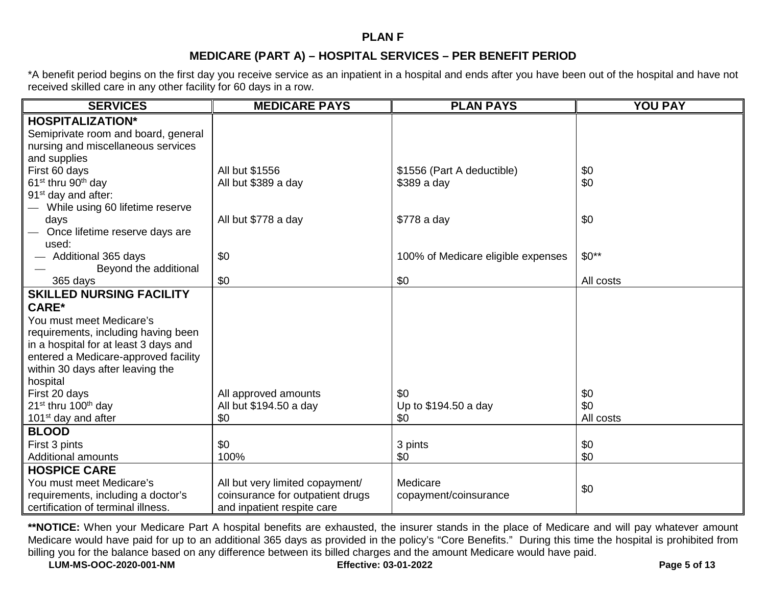## PLAN F

### MEDICARE (PART A) – HOSPITAL SERVICES – PER BENEFIT PERIOD

*A benefit period begins on the first day you receive service as an inpatient in a hospital and ends after you have been out of the hospital and have not received skilled care in any other facility for 60 days in a row.

| SERVICES | MEDICARE PAYS | PLAN PAYS | YOU PAY |
|---|---|---|---|
| **HOSPITALIZATION*** | | | |
| Semiprivate room and board, general nursing and miscellaneous services and supplies | | | |
| First 60 days | All but $1556 | $1556 (Part A deductible) | $0 |
| 61st thru 90th day | All but $389 a day | $389 a day | $0 |
| 91st day and after: | | | |
| — While using 60 lifetime reserve days | All but $778 a day | $778 a day | $0 |
| — Once lifetime reserve days are used: | | | |
| — Additional 365 days | $0 | 100% of Medicare eligible expenses | $0** |
| — Beyond the additional 365 days | $0 | $0 | All costs |
| **SKILLED NURSING FACILITY CARE*** | | | |
| You must meet Medicare's requirements, including having been in a hospital for at least 3 days and entered a Medicare-approved facility within 30 days after leaving the hospital | | | |
| First 20 days | All approved amounts | $0 | $0 |
| 21st thru 100th day | All but $194.50 a day | Up to $194.50 a day | $0 |
| 101st day and after | $0 | $0 | All costs |
| **BLOOD** | | | |
| First 3 pints | $0 | 3 pints | $0 |
| Additional amounts | 100% | $0 | $0 |
| **HOSPICE CARE** | | | |
| You must meet Medicare's requirements, including a doctor's certification of terminal illness. | All but very limited copayment/ coinsurance for outpatient drugs and inpatient respite care | Medicare copayment/coinsurance | $0 |

****NOTICE:** When your Medicare Part A hospital benefits are exhausted, the insurer stands in the place of Medicare and will pay whatever amount Medicare would have paid for up to an additional 365 days as provided in the policy's "Core Benefits." During this time the hospital is prohibited from billing you for the balance based on any difference between its billed charges and the amount Medicare would have paid.

**LUM-MS-OOC-2020-001-NM** **Effective: 03-01-2022**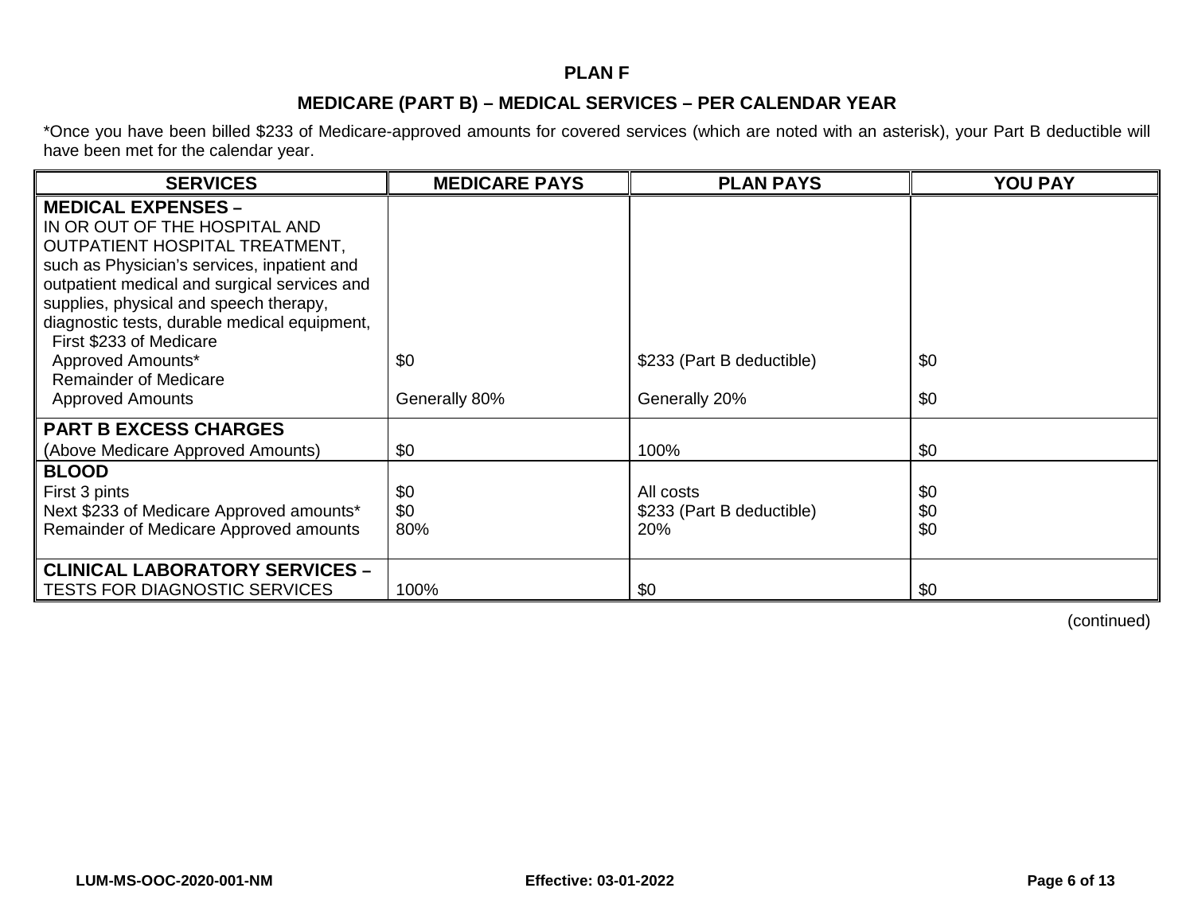## PLAN F

### MEDICARE (PART B) – MEDICAL SERVICES – PER CALENDAR YEAR

*Once you have been billed $233 of Medicare-approved amounts for covered services (which are noted with an asterisk), your Part B deductible will have been met for the calendar year.

| SERVICES | MEDICARE PAYS | PLAN PAYS | YOU PAY |
|---|---|---|---|
| **MEDICAL EXPENSES –** IN OR OUT OF THE HOSPITAL AND OUTPATIENT HOSPITAL TREATMENT, such as Physician's services, inpatient and outpatient medical and surgical services and supplies, physical and speech therapy, diagnostic tests, durable medical equipment, | | | |
| First $233 of Medicare Approved Amounts* | $0 | $233 (Part B deductible) | $0 |
| Remainder of Medicare Approved Amounts | Generally 80% | Generally 20% | $0 |
| **PART B EXCESS CHARGES** (Above Medicare Approved Amounts) | $0 | 100% | $0 |
| **BLOOD** | | | |
| First 3 pints | $0 | All costs | $0 |
| Next $233 of Medicare Approved amounts* | $0 | $233 (Part B deductible) | $0 |
| Remainder of Medicare Approved amounts | 80% | 20% | $0 |
| **CLINICAL LABORATORY SERVICES –** TESTS FOR DIAGNOSTIC SERVICES | 100% | $0 | $0 |

(continued)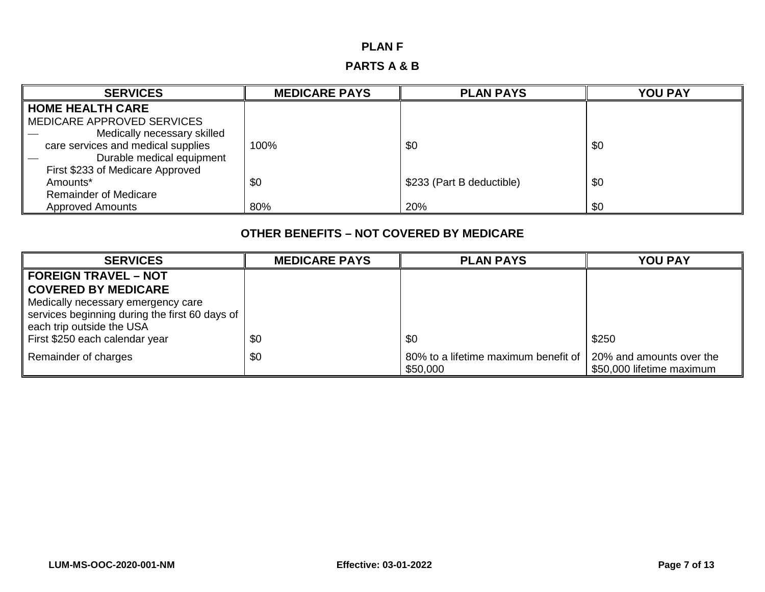# PLAN F

## PARTS A & B

| SERVICES | MEDICARE PAYS | PLAN PAYS | YOU PAY |
|---|---|---|---|
| **HOME HEALTH CARE** | | | |
| MEDICARE APPROVED SERVICES | | | |
| — Medically necessary skilled care services and medical supplies | 100% | $0 | $0 |
| — Durable medical equipment | | | |
| First $233 of Medicare Approved Amounts* | $0 | $233 (Part B deductible) | $0 |
| Remainder of Medicare Approved Amounts | 80% | 20% | $0 |

## OTHER BENEFITS – NOT COVERED BY MEDICARE

| SERVICES | MEDICARE PAYS | PLAN PAYS | YOU PAY |
|---|---|---|---|
| **FOREIGN TRAVEL – NOT COVERED BY MEDICARE** | | | |
| Medically necessary emergency care services beginning during the first 60 days of each trip outside the USA | | | |
| First $250 each calendar year | $0 | $0 | $250 |
| Remainder of charges | $0 | 80% to a lifetime maximum benefit of $50,000 | 20% and amounts over the $50,000 lifetime maximum |

LUM-MS-OOC-2020-001-NM Effective: 03-01-2022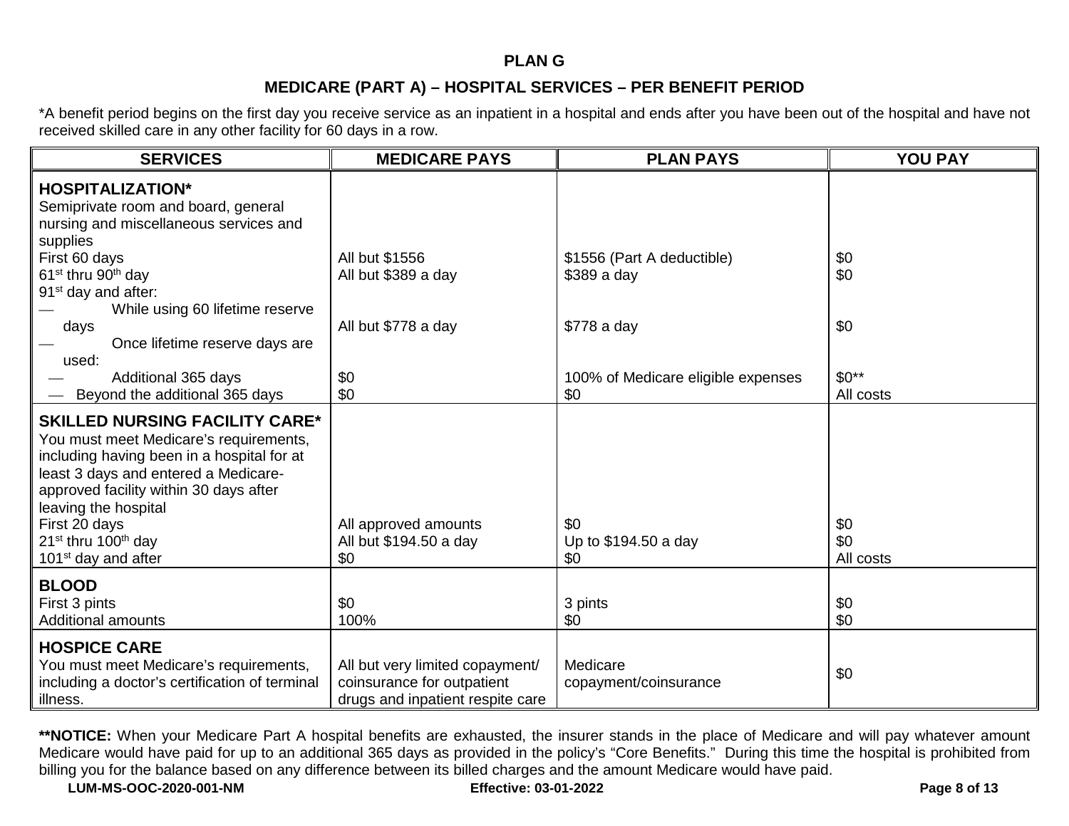# PLAN G

## MEDICARE (PART A) – HOSPITAL SERVICES – PER BENEFIT PERIOD

*A benefit period begins on the first day you receive service as an inpatient in a hospital and ends after you have been out of the hospital and have not received skilled care in any other facility for 60 days in a row.

| SERVICES | MEDICARE PAYS | PLAN PAYS | YOU PAY |
|---|---|---|---|
| **HOSPITALIZATION*** Semiprivate room and board, general nursing and miscellaneous services and supplies | | | |
| First 60 days | All but $1556 | $1556 (Part A deductible) | $0 |
| 61st thru 90th day | All but $389 a day | $389 a day | $0 |
| 91st day and after: | | | |
| — While using 60 lifetime reserve days | All but $778 a day | $778 a day | $0 |
| — Once lifetime reserve days are used: | | | |
| — Additional 365 days | $0 | 100% of Medicare eligible expenses | $0** |
| — Beyond the additional 365 days | $0 | $0 | All costs |
| **SKILLED NURSING FACILITY CARE*** You must meet Medicare's requirements, including having been in a hospital for at least 3 days and entered a Medicare-approved facility within 30 days after leaving the hospital | | | |
| First 20 days | All approved amounts | $0 | $0 |
| 21st thru 100th day | All but $194.50 a day | Up to $194.50 a day | $0 |
| 101st day and after | $0 | $0 | All costs |
| **BLOOD** | | | |
| First 3 pints | $0 | 3 pints | $0 |
| Additional amounts | 100% | $0 | $0 |
| **HOSPICE CARE** You must meet Medicare's requirements, including a doctor's certification of terminal illness. | All but very limited copayment/ coinsurance for outpatient drugs and inpatient respite care | Medicare copayment/coinsurance | $0 |

****NOTICE:** When your Medicare Part A hospital benefits are exhausted, the insurer stands in the place of Medicare and will pay whatever amount Medicare would have paid for up to an additional 365 days as provided in the policy's "Core Benefits." During this time the hospital is prohibited from billing you for the balance based on any difference between its billed charges and the amount Medicare would have paid.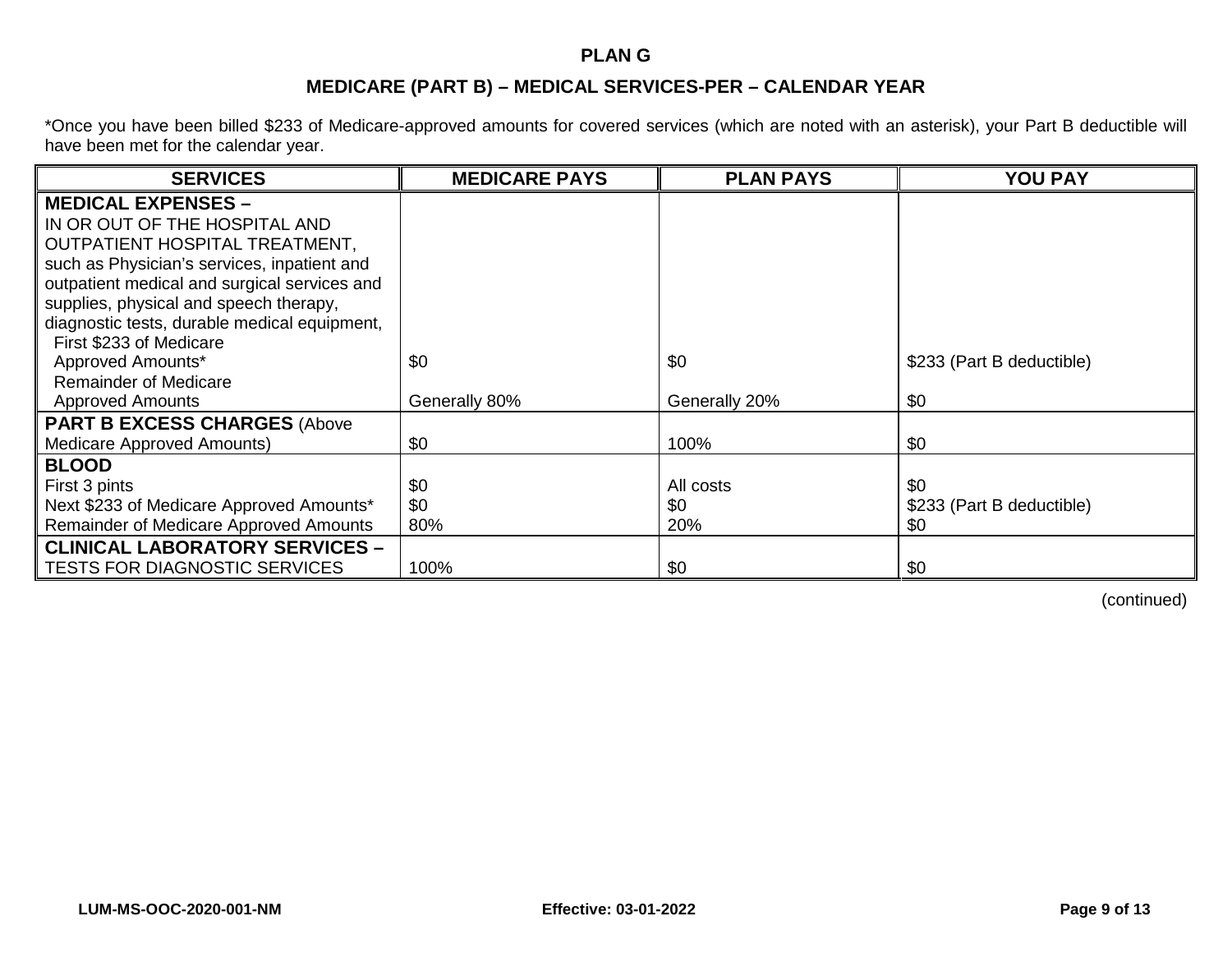# PLAN G

## MEDICARE (PART B) – MEDICAL SERVICES-PER – CALENDAR YEAR

*Once you have been billed $233 of Medicare-approved amounts for covered services (which are noted with an asterisk), your Part B deductible will have been met for the calendar year.

| SERVICES | MEDICARE PAYS | PLAN PAYS | YOU PAY |
|---|---|---|---|
| **MEDICAL EXPENSES –** IN OR OUT OF THE HOSPITAL AND OUTPATIENT HOSPITAL TREATMENT, such as Physician's services, inpatient and outpatient medical and surgical services and supplies, physical and speech therapy, diagnostic tests, durable medical equipment, | | | |
| First $233 of Medicare Approved Amounts* | $0 | $0 | $233 (Part B deductible) |
| Remainder of Medicare Approved Amounts | Generally 80% | Generally 20% | $0 |
| **PART B EXCESS CHARGES** (Above Medicare Approved Amounts) | $0 | 100% | $0 |
| **BLOOD** | | | |
| First 3 pints | $0 | All costs | $0 |
| Next $233 of Medicare Approved Amounts* | $0 | $0 | $233 (Part B deductible) |
| Remainder of Medicare Approved Amounts | 80% | 20% | $0 |
| **CLINICAL LABORATORY SERVICES –** TESTS FOR DIAGNOSTIC SERVICES | 100% | $0 | $0 |

(continued)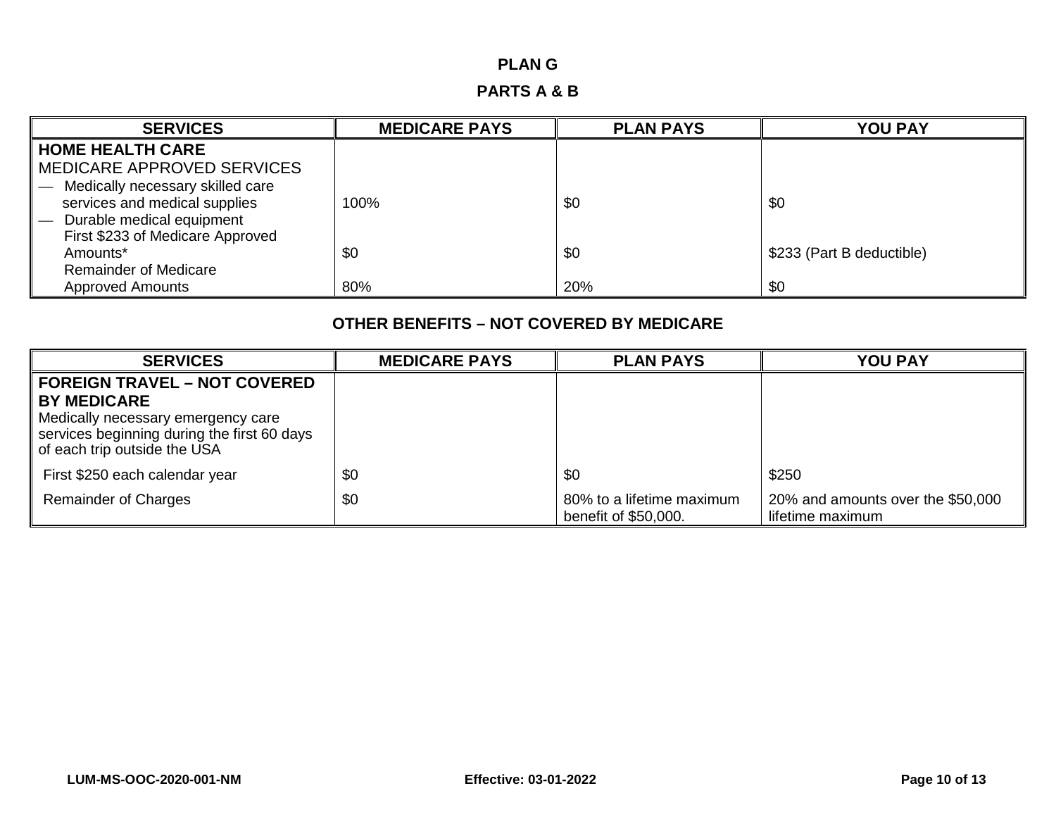# PLAN G

## PARTS A & B

| SERVICES | MEDICARE PAYS | PLAN PAYS | YOU PAY |
|---|---|---|---|
| **HOME HEALTH CARE**<br>MEDICARE APPROVED SERVICES | | | |
| — Medically necessary skilled care services and medical supplies | 100% | $0 | $0 |
| — Durable medical equipment<br>First $233 of Medicare Approved Amounts* | $0 | $0 | $233 (Part B deductible) |
| Remainder of Medicare Approved Amounts | 80% | 20% | $0 |

## OTHER BENEFITS – NOT COVERED BY MEDICARE

| SERVICES | MEDICARE PAYS | PLAN PAYS | YOU PAY |
|---|---|---|---|
| **FOREIGN TRAVEL – NOT COVERED BY MEDICARE**<br>Medically necessary emergency care services beginning during the first 60 days of each trip outside the USA | | | |
| First $250 each calendar year | $0 | $0 | $250 |
| Remainder of Charges | $0 | 80% to a lifetime maximum benefit of $50,000. | 20% and amounts over the $50,000 lifetime maximum |

LUM-MS-OOC-2020-001-NM    Effective: 03-01-2022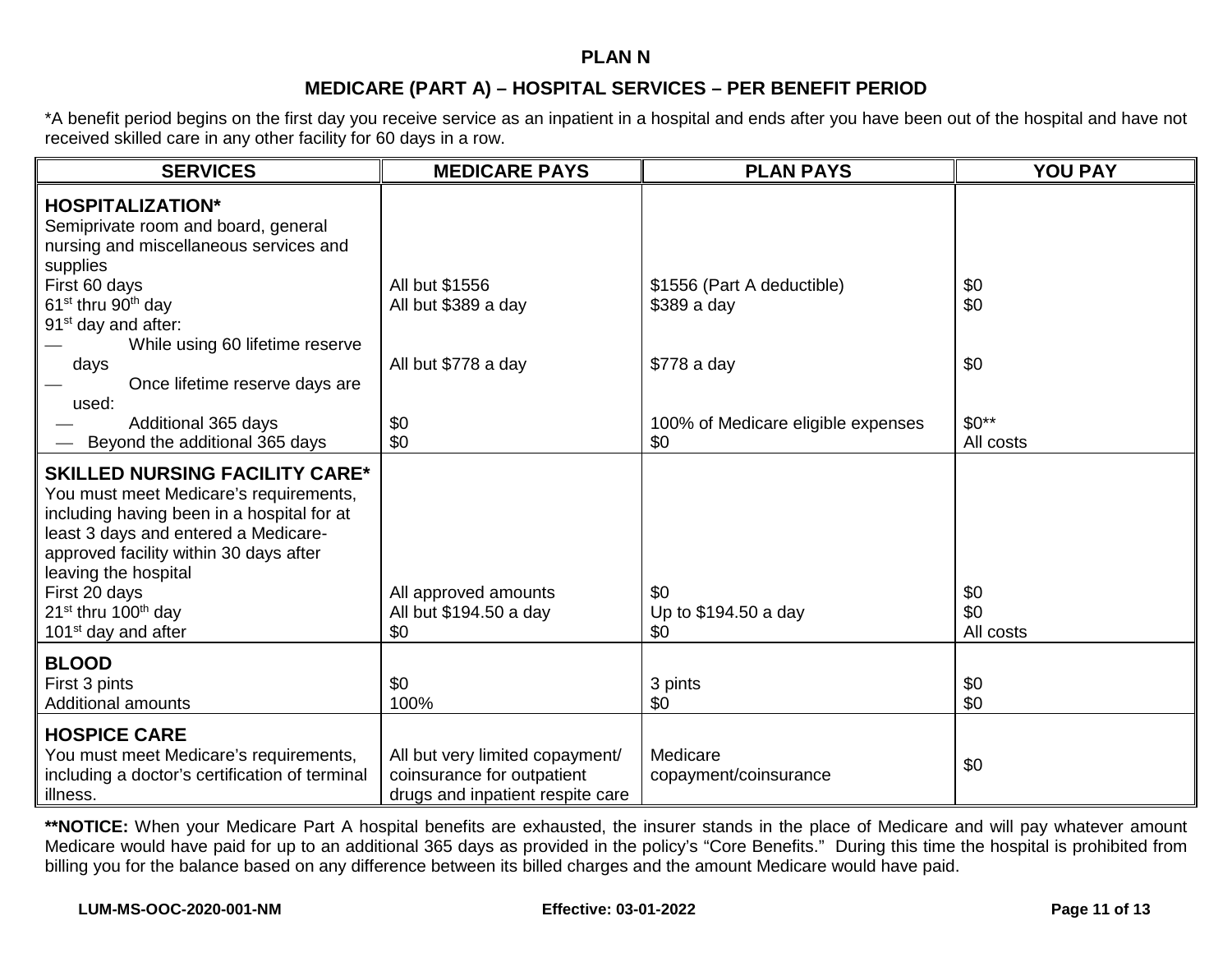## PLAN N

### MEDICARE (PART A) – HOSPITAL SERVICES – PER BENEFIT PERIOD

*A benefit period begins on the first day you receive service as an inpatient in a hospital and ends after you have been out of the hospital and have not received skilled care in any other facility for 60 days in a row.

| SERVICES | MEDICARE PAYS | PLAN PAYS | YOU PAY |
|---|---|---|---|
| **HOSPITALIZATION*** <br> Semiprivate room and board, general nursing and miscellaneous services and supplies | | | |
| First 60 days | All but $1556 | $1556 (Part A deductible) | $0 |
| 61st thru 90th day | All but $389 a day | $389 a day | $0 |
| 91st day and after: | | | |
| — While using 60 lifetime reserve days | All but $778 a day | $778 a day | $0 |
| — Once lifetime reserve days are used: | | | |
| — Additional 365 days | $0 | 100% of Medicare eligible expenses | $0** |
| — Beyond the additional 365 days | $0 | $0 | All costs |
| **SKILLED NURSING FACILITY CARE*** <br> You must meet Medicare's requirements, including having been in a hospital for at least 3 days and entered a Medicare-approved facility within 30 days after leaving the hospital | | | |
| First 20 days | All approved amounts | $0 | $0 |
| 21st thru 100th day | All but $194.50 a day | Up to $194.50 a day | $0 |
| 101st day and after | $0 | $0 | All costs |
| **BLOOD** | | | |
| First 3 pints | $0 | 3 pints | $0 |
| Additional amounts | 100% | $0 | $0 |
| **HOSPICE CARE** <br> You must meet Medicare's requirements, including a doctor's certification of terminal illness. | All but very limited copayment/ coinsurance for outpatient drugs and inpatient respite care | Medicare copayment/coinsurance | $0 |

****NOTICE:** When your Medicare Part A hospital benefits are exhausted, the insurer stands in the place of Medicare and will pay whatever amount Medicare would have paid for up to an additional 365 days as provided in the policy's "Core Benefits." During this time the hospital is prohibited from billing you for the balance based on any difference between its billed charges and the amount Medicare would have paid.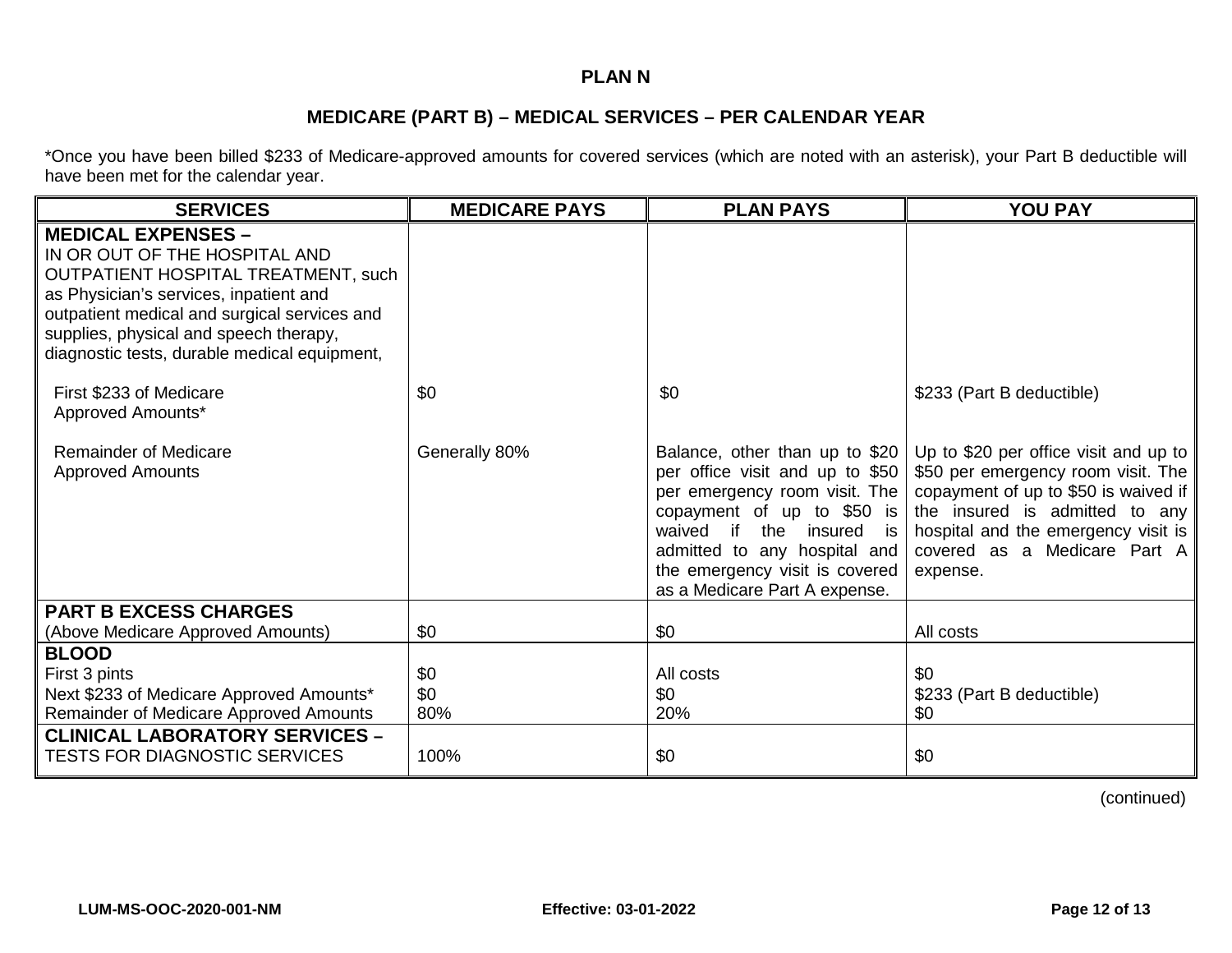## PLAN N

### MEDICARE (PART B) – MEDICAL SERVICES – PER CALENDAR YEAR

*Once you have been billed $233 of Medicare-approved amounts for covered services (which are noted with an asterisk), your Part B deductible will have been met for the calendar year.

| SERVICES | MEDICARE PAYS | PLAN PAYS | YOU PAY |
|---|---|---|---|
| **MEDICAL EXPENSES –** IN OR OUT OF THE HOSPITAL AND OUTPATIENT HOSPITAL TREATMENT, such as Physician's services, inpatient and outpatient medical and surgical services and supplies, physical and speech therapy, diagnostic tests, durable medical equipment, | | | |
| First $233 of Medicare Approved Amounts* | $0 | $0 | $233 (Part B deductible) |
| Remainder of Medicare Approved Amounts | Generally 80% | Balance, other than up to $20 per office visit and up to $50 per emergency room visit. The copayment of up to $50 is waived if the insured is admitted to any hospital and the emergency visit is covered as a Medicare Part A expense. | Up to $20 per office visit and up to $50 per emergency room visit. The copayment of up to $50 is waived if the insured is admitted to any hospital and the emergency visit is covered as a Medicare Part A expense. |
| **PART B EXCESS CHARGES** (Above Medicare Approved Amounts) | $0 | $0 | All costs |
| **BLOOD** | | | |
| First 3 pints | $0 | All costs | $0 |
| Next $233 of Medicare Approved Amounts* | $0 | $0 | $233 (Part B deductible) |
| Remainder of Medicare Approved Amounts | 80% | 20% | $0 |
| **CLINICAL LABORATORY SERVICES –** TESTS FOR DIAGNOSTIC SERVICES | 100% | $0 | $0 |

(continued)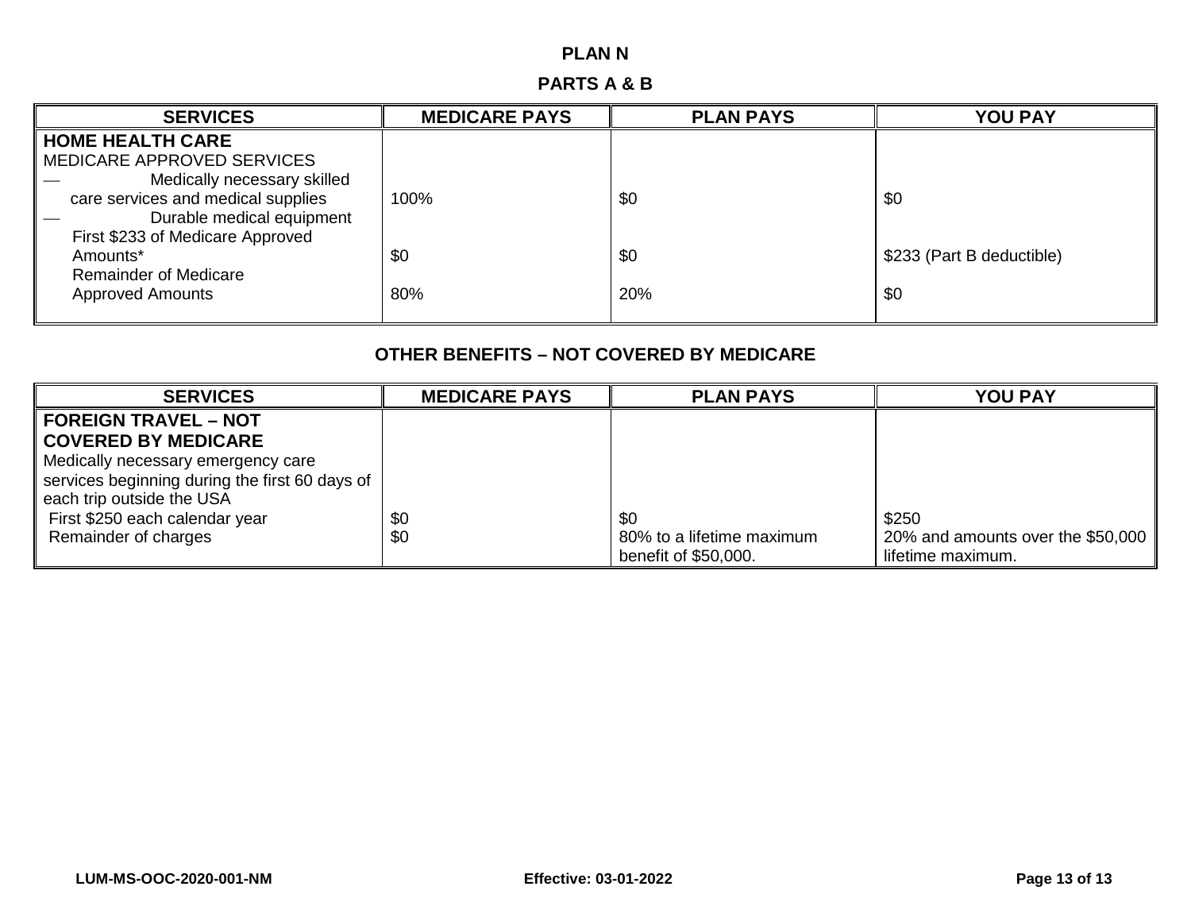**PLAN N**

**PARTS A & B**

| SERVICES | MEDICARE PAYS | PLAN PAYS | YOU PAY |
|---|---|---|---|
| **HOME HEALTH CARE**<br>MEDICARE APPROVED SERVICES<br>— Medically necessary skilled care services and medical supplies | 100% | $0 | $0 |
| — Durable medical equipment<br>First $233 of Medicare Approved Amounts* | $0 | $0 | $233 (Part B deductible) |
| Remainder of Medicare Approved Amounts | 80% | 20% | $0 |

**OTHER BENEFITS – NOT COVERED BY MEDICARE**

| SERVICES | MEDICARE PAYS | PLAN PAYS | YOU PAY |
|---|---|---|---|
| **FOREIGN TRAVEL – NOT COVERED BY MEDICARE**<br>Medically necessary emergency care services beginning during the first 60 days of each trip outside the USA | | | |
| First $250 each calendar year | $0 | $0 | $250 |
| Remainder of charges | $0 | 80% to a lifetime maximum benefit of $50,000. | 20% and amounts over the $50,000 lifetime maximum. |

LUM-MS-OOC-2020-001-NM Effective: 03-01-2022